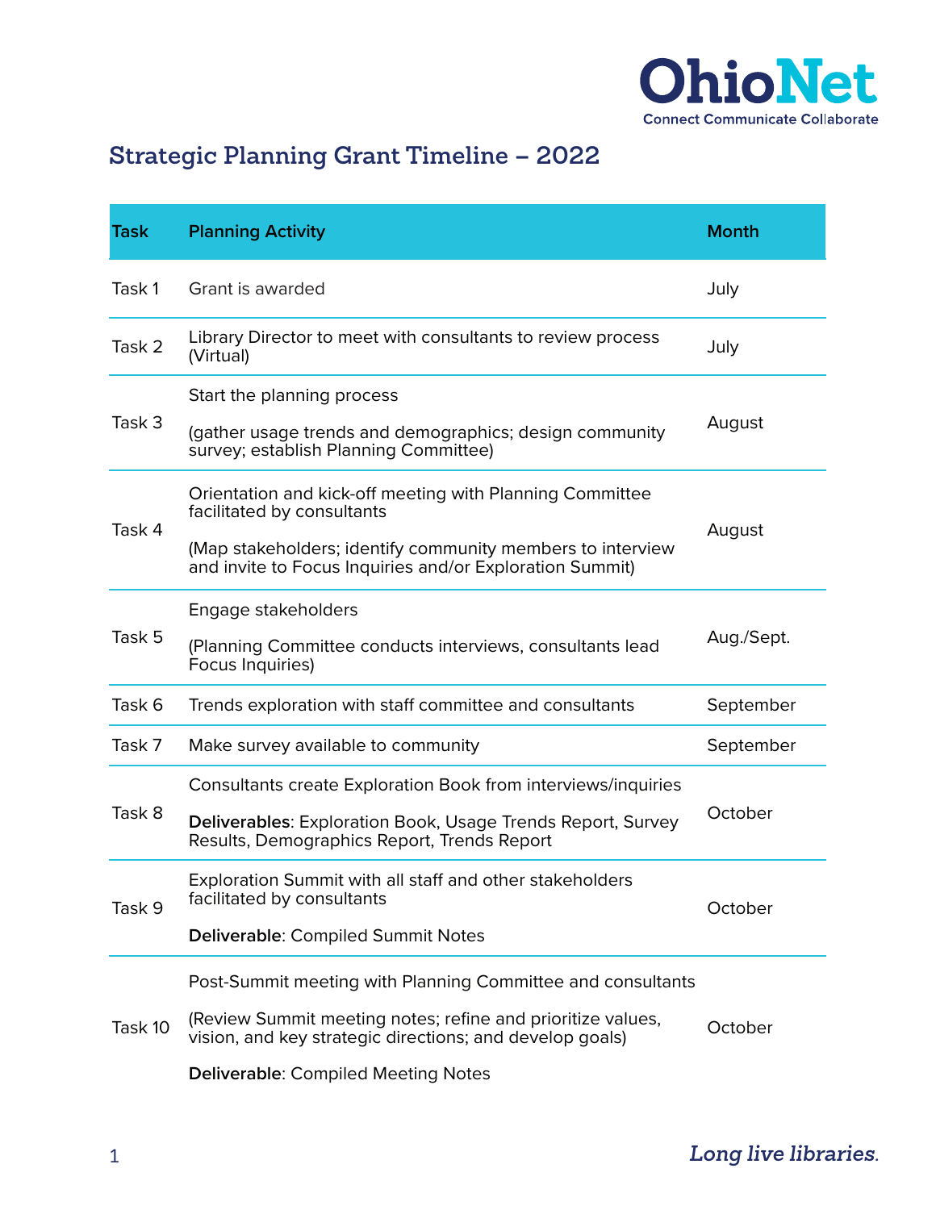OhioNet

Connect Communicate Collaborate

## Strategic Planning Grant Timeline – 2022

| Task | Planning Activity | Month |
|---|---|---|
| Task 1 | Grant is awarded | July |
| Task 2 | Library Director to meet with consultants to review process (Virtual) | July |
| Task 3 | Start the planning process<br><br>(gather usage trends and demographics; design community survey; establish Planning Committee) | August |
| Task 4 | Orientation and kick-off meeting with Planning Committee facilitated by consultants<br><br>(Map stakeholders; identify community members to interview and invite to Focus Inquiries and/or Exploration Summit) | August |
| Task 5 | Engage stakeholders<br><br>(Planning Committee conducts interviews, consultants lead Focus Inquiries) | Aug./Sept. |
| Task 6 | Trends exploration with staff committee and consultants | September |
| Task 7 | Make survey available to community | September |
| Task 8 | Consultants create Exploration Book from interviews/inquiries<br><br>**Deliverables**: Exploration Book, Usage Trends Report, Survey Results, Demographics Report, Trends Report | October |
| Task 9 | Exploration Summit with all staff and other stakeholders facilitated by consultants<br><br>**Deliverable**: Compiled Summit Notes | October |
| Task 10 | Post-Summit meeting with Planning Committee and consultants<br><br>(Review Summit meeting notes; refine and prioritize values, vision, and key strategic directions; and develop goals)<br><br>**Deliverable**: Compiled Meeting Notes | October |

*Long live libraries.*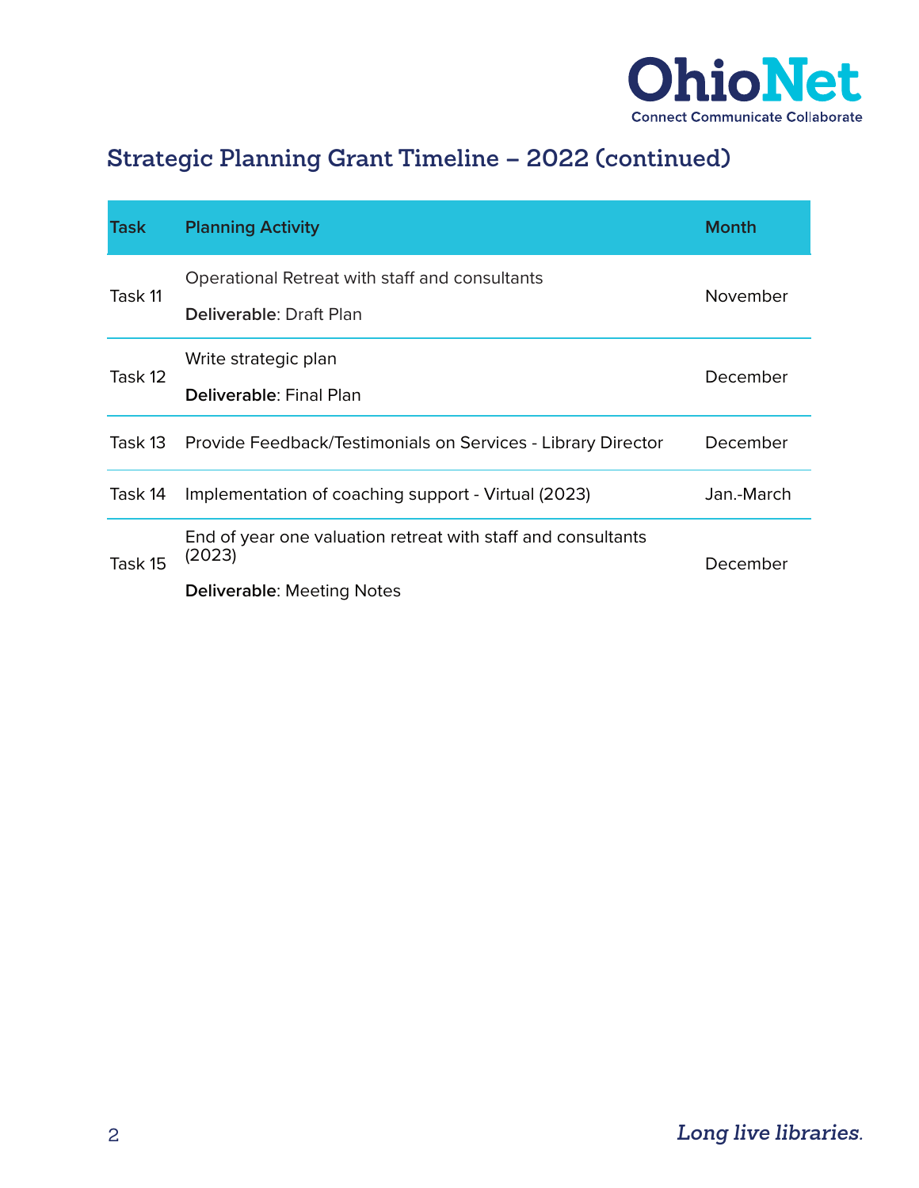## Strategic Planning Grant Timeline – 2022 (continued)

| Task | Planning Activity | Month |
|---|---|---|
| Task 11 | Operational Retreat with staff and consultants<br>**Deliverable**: Draft Plan | November |
| Task 12 | Write strategic plan<br>**Deliverable**: Final Plan | December |
| Task 13 | Provide Feedback/Testimonials on Services - Library Director | December |
| Task 14 | Implementation of coaching support - Virtual (2023) | Jan.-March |
| Task 15 | End of year one valuation retreat with staff and consultants (2023)<br>**Deliverable**: Meeting Notes | December |